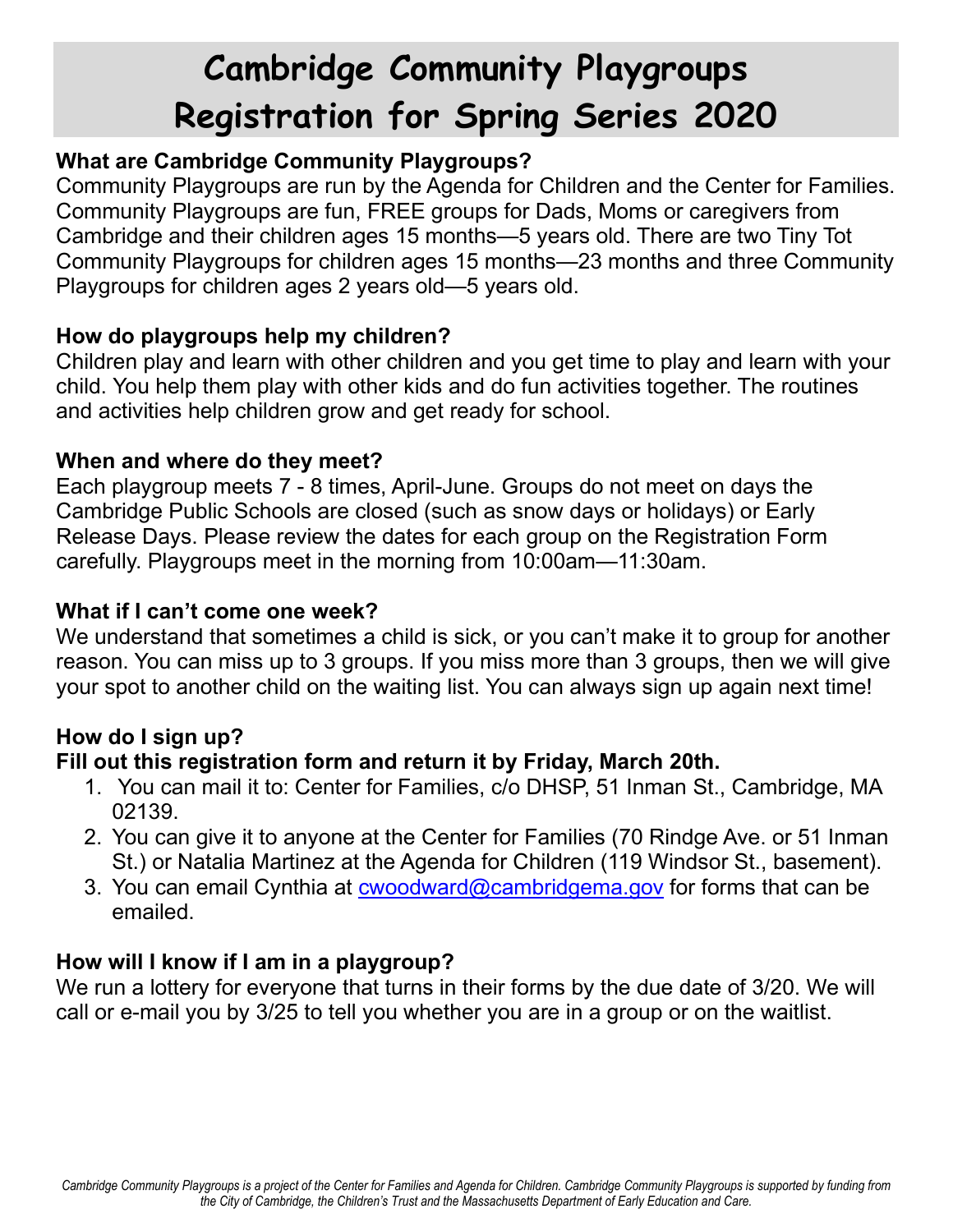# Cambridge Community Playgroups Registration for Spring Series 2020

**What are Cambridge Community Playgroups?**

Community Playgroups are run by the Agenda for Children and the Center for Families. Community Playgroups are fun, FREE groups for Dads, Moms or caregivers from Cambridge and their children ages 15 months—5 years old. There are two Tiny Tot Community Playgroups for children ages 15 months—23 months and three Community Playgroups for children ages 2 years old—5 years old.

**How do playgroups help my children?**

Children play and learn with other children and you get time to play and learn with your child. You help them play with other kids and do fun activities together. The routines and activities help children grow and get ready for school.

**When and where do they meet?**

Each playgroup meets 7 - 8 times, April-June. Groups do not meet on days the Cambridge Public Schools are closed (such as snow days or holidays) or Early Release Days. Please review the dates for each group on the Registration Form carefully. Playgroups meet in the morning from 10:00am—11:30am.

**What if I can't come one week?**

We understand that sometimes a child is sick, or you can't make it to group for another reason. You can miss up to 3 groups. If you miss more than 3 groups, then we will give your spot to another child on the waiting list. You can always sign up again next time!

**How do I sign up?**

**Fill out this registration form and return it by Friday, March 20th.**

1. You can mail it to: Center for Families, c/o DHSP, 51 Inman St., Cambridge, MA 02139.
2. You can give it to anyone at the Center for Families (70 Rindge Ave. or 51 Inman St.) or Natalia Martinez at the Agenda for Children (119 Windsor St., basement).
3. You can email Cynthia at cwoodward@cambridgema.gov for forms that can be emailed.

**How will I know if I am in a playgroup?**

We run a lottery for everyone that turns in their forms by the due date of 3/20. We will call or e-mail you by 3/25 to tell you whether you are in a group or on the waitlist.

*Cambridge Community Playgroups is a project of the Center for Families and Agenda for Children. Cambridge Community Playgroups is supported by funding from the City of Cambridge, the Children's Trust and the Massachusetts Department of Early Education and Care.*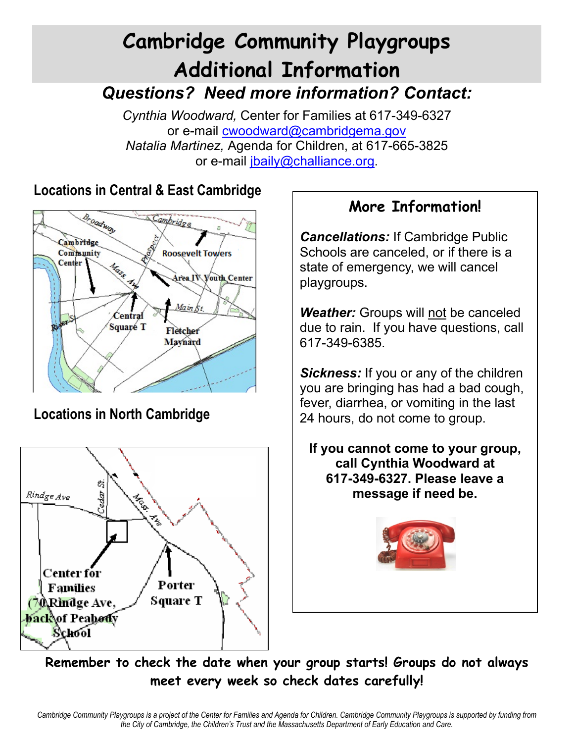# Cambridge Community Playgroups Additional Information

## *Questions? Need more information? Contact:*

*Cynthia Woodward,* Center for Families at 617-349-6327
or e-mail cwoodward@cambridgema.gov
*Natalia Martinez,* Agenda for Children, at 617-665-3825
or e-mail jbaily@challiance.org.

### Locations in Central & East Cambridge

Cambridge Community Center
Roosevelt Towers
Area IV Youth Center
Central Square T
Fletcher Maynard

### Locations in North Cambridge

Center for Families (70 Rindge Ave, back of Peabody School
Porter Square T

### More Information!

***Cancellations:*** If Cambridge Public Schools are canceled, or if there is a state of emergency, we will cancel playgroups.

***Weather:*** Groups will not be canceled due to rain. If you have questions, call 617-349-6385.

***Sickness:*** If you or any of the children you are bringing has had a bad cough, fever, diarrhea, or vomiting in the last 24 hours, do not come to group.

**If you cannot come to your group, call Cynthia Woodward at 617-349-6327. Please leave a message if need be.**

**Remember to check the date when your group starts! Groups do not always meet every week so check dates carefully!**

*Cambridge Community Playgroups is a project of the Center for Families and Agenda for Children. Cambridge Community Playgroups is supported by funding from the City of Cambridge, the Children's Trust and the Massachusetts Department of Early Education and Care.*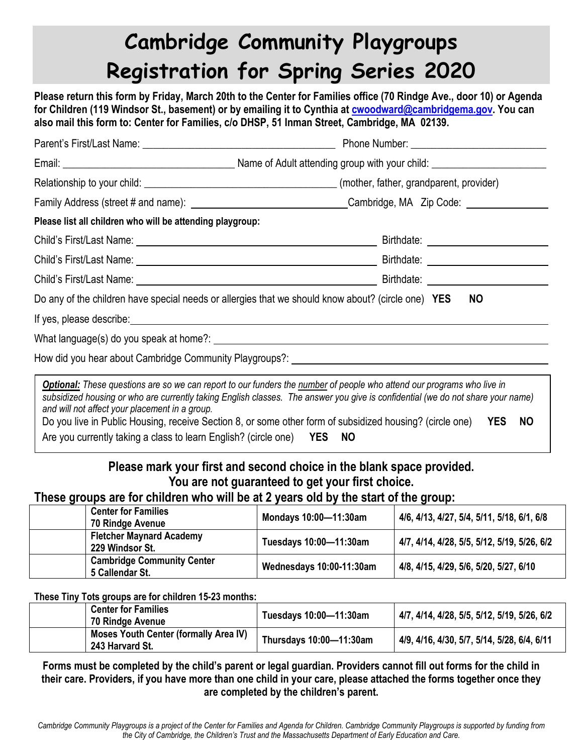# Cambridge Community Playgroups Registration for Spring Series 2020

**Please return this form by Friday, March 20th to the Center for Families office (70 Rindge Ave., door 10) or Agenda for Children (119 Windsor St., basement) or by emailing it to Cynthia at cwoodward@cambridgema.gov. You can also mail this form to: Center for Families, c/o DHSP, 51 Inman Street, Cambridge, MA 02139.**

Parent's First/Last Name: ____________________________________ Phone Number: ________________________

Email: ______________________________ Name of Adult attending group with your child: ____________________

Relationship to your child: ___________________________________ (mother, father, grandparent, provider)

Family Address (street # and name): ___________________________Cambridge, MA Zip Code: ______________

**Please list all children who will be attending playgroup:**

Child's First/Last Name: ____________________________________________ Birthdate: ______________________

Child's First/Last Name: ____________________________________________ Birthdate: ______________________

Child's First/Last Name: ____________________________________________ Birthdate: ______________________

Do any of the children have special needs or allergies that we should know about? (circle one) **YES** **NO**

If yes, please describe: ______________________________________________________________________________

What language(s) do you speak at home?: ____________________________________________________________

How did you hear about Cambridge Community Playgroups?: __________________________________________

***Optional:*** *These questions are so we can report to our funders the number of people who attend our programs who live in subsidized housing or who are currently taking English classes. The answer you give is confidential (we do not share your name) and will not affect your placement in a group.*

Do you live in Public Housing, receive Section 8, or some other form of subsidized housing? (circle one) **YES** **NO**

Are you currently taking a class to learn English? (circle one) **YES** **NO**

**Please mark your first and second choice in the blank space provided.**
**You are not guaranteed to get your first choice.**

**These groups are for children who will be at 2 years old by the start of the group:**

| | | | |
|---|---|---|---|
| | **Center for Families** **70 Ringde Avenue** | **Mondays 10:00—11:30am** | **4/6, 4/13, 4/27, 5/4, 5/11, 5/18, 6/1, 6/8** |
| | **Fletcher Maynard Academy** **229 Windsor St.** | **Tuesdays 10:00—11:30am** | **4/7, 4/14, 4/28, 5/5, 5/12, 5/19, 5/26, 6/2** |
| | **Cambridge Community Center** **5 Callendar St.** | **Wednesdays 10:00-11:30am** | **4/8, 4/15, 4/29, 5/6, 5/20, 5/27, 6/10** |

**These Tiny Tots groups are for children 15-23 months:**

| | | | |
|---|---|---|---|
| | **Center for Families** **70 Ringde Avenue** | **Tuesdays 10:00—11:30am** | **4/7, 4/14, 4/28, 5/5, 5/12, 5/19, 5/26, 6/2** |
| | **Moses Youth Center (formally Area IV)** **243 Harvard St.** | **Thursdays 10:00—11:30am** | **4/9, 4/16, 4/30, 5/7, 5/14, 5/28, 6/4, 6/11** |

**Forms must be completed by the child's parent or legal guardian. Providers cannot fill out forms for the child in their care. Providers, if you have more than one child in your care, please attached the forms together once they are completed by the children's parent.**

*Cambridge Community Playgroups is a project of the Center for Families and Agenda for Children. Cambridge Community Playgroups is supported by funding from the City of Cambridge, the Children's Trust and the Massachusetts Department of Early Education and Care.*